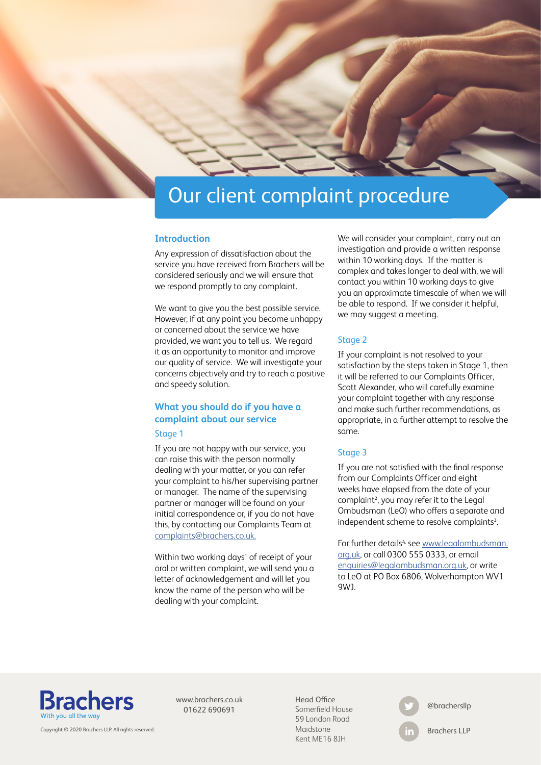# Our client complaint procedure

## Introduction

Any expression of dissatisfaction about the service you have received from Brachers will be considered seriously and we will ensure that we respond promptly to any complaint.

We want to give you the best possible service. However, if at any point you become unhappy or concerned about the service we have provided, we want you to tell us. We regard it as an opportunity to monitor and improve our quality of service. We will investigate your concerns objectively and try to reach a positive and speedy solution.

## What you should do if you have a complaint about our service

### Stage 1

If you are not happy with our service, you can raise this with the person normally dealing with your matter, or you can refer your complaint to his/her supervising partner or manager. The name of the supervising partner or manager will be found on your initial correspondence or, if you do not have this, by contacting our Complaints Team at complaints@brachers.co.uk.

Within two working days[1] of receipt of your oral or written complaint, we will send you a letter of acknowledgement and will let you know the name of the person who will be dealing with your complaint.

We will consider your complaint, carry out an investigation and provide a written response within 10 working days. If the matter is complex and takes longer to deal with, we will contact you within 10 working days to give you an approximate timescale of when we will be able to respond. If we consider it helpful, we may suggest a meeting.

### Stage 2

If your complaint is not resolved to your satisfaction by the steps taken in Stage 1, then it will be referred to our Complaints Officer, Scott Alexander, who will carefully examine your complaint together with any response and make such further recommendations, as appropriate, in a further attempt to resolve the same.

### Stage 3

If you are not satisfied with the final response from our Complaints Officer and eight weeks have elapsed from the date of your complaint[2], you may refer it to the Legal Ombudsman (LeO) who offers a separate and independent scheme to resolve complaints[3].

For further details[4], see www.legalombudsman.org.uk, or call 0300 555 0333, or email enquiries@legalombudsman.org.uk, or write to LeO at PO Box 6806, Wolverhampton WV1 9WJ.

Brachers
With you all the way

Copyright © 2020 Brachers LLP. All rights reserved.

www.brachers.co.uk
01622 690691

Head Office
Somerfield House
59 London Road
Maidstone
Kent ME16 8JH

@brachersllp

Brachers LLP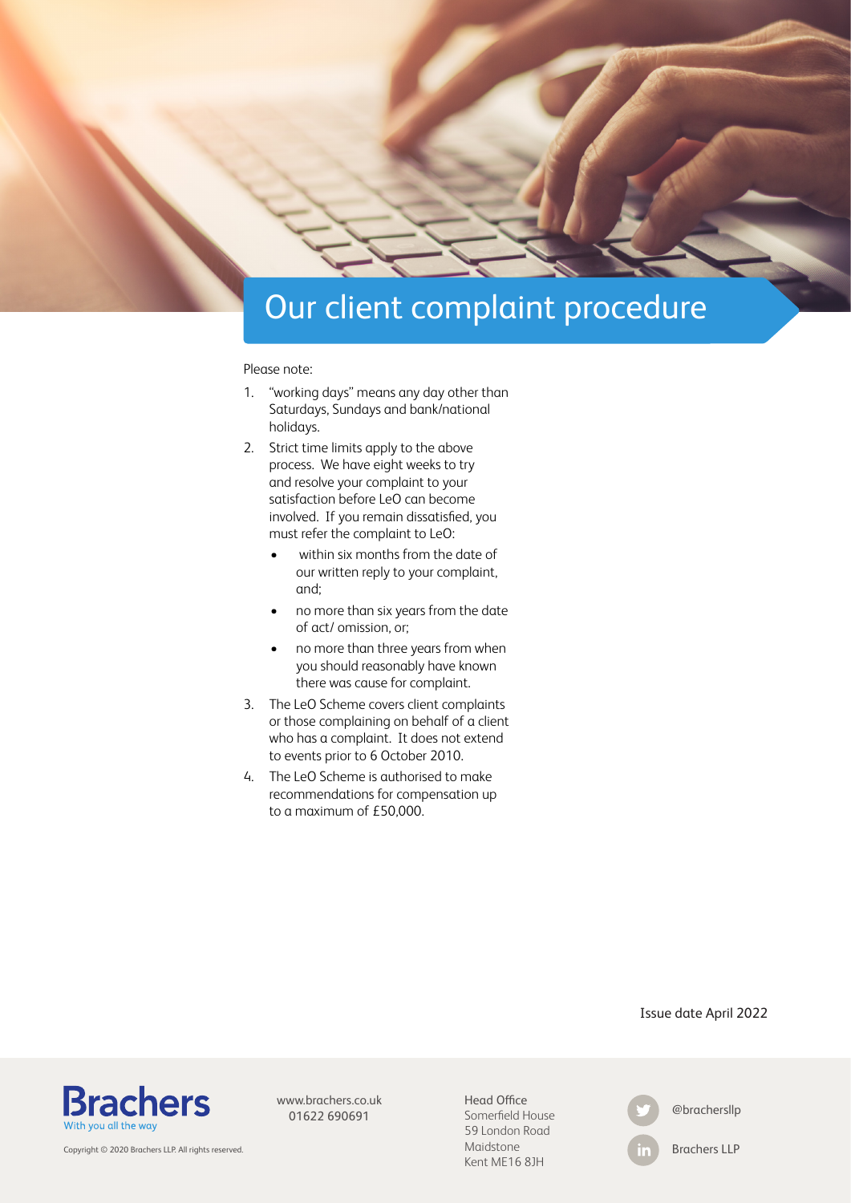# Our client complaint procedure

Please note:

1. "working days" means any day other than Saturdays, Sundays and bank/national holidays.
2. Strict time limits apply to the above process. We have eight weeks to try and resolve your complaint to your satisfaction before LeO can become involved. If you remain dissatisfied, you must refer the complaint to LeO:
   - within six months from the date of our written reply to your complaint, and;
   - no more than six years from the date of act/ omission, or;
   - no more than three years from when you should reasonably have known there was cause for complaint.
3. The LeO Scheme covers client complaints or those complaining on behalf of a client who has a complaint. It does not extend to events prior to 6 October 2010.
4. The LeO Scheme is authorised to make recommendations for compensation up to a maximum of £50,000.

Issue date April 2022

Brachers
With you all the way

Copyright © 2020 Brachers LLP. All rights reserved.

www.brachers.co.uk
01622 690691

Head Office
Somerfield House
59 London Road
Maidstone
Kent ME16 8JH

@bracherslp

Brachers LLP